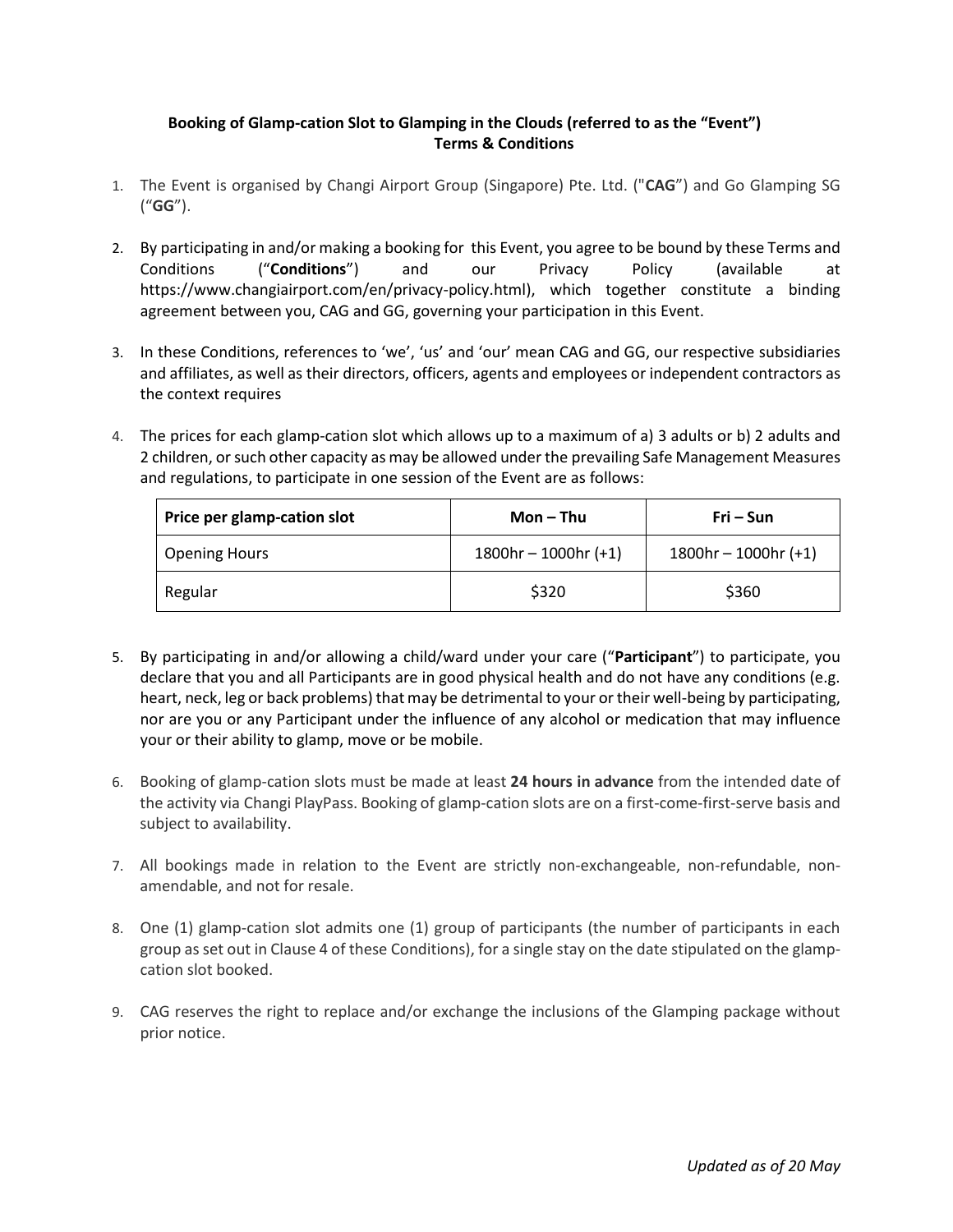**Booking of Glamp-cation Slot to Glamping in the Clouds (referred to as the "Event")**
**Terms & Conditions**

1. The Event is organised by Changi Airport Group (Singapore) Pte. Ltd. ("**CAG**") and Go Glamping SG ("**GG**").

2. By participating in and/or making a booking for this Event, you agree to be bound by these Terms and Conditions ("**Conditions**") and our Privacy Policy (available at https://www.changiairport.com/en/privacy-policy.html), which together constitute a binding agreement between you, CAG and GG, governing your participation in this Event.

3. In these Conditions, references to 'we', 'us' and 'our' mean CAG and GG, our respective subsidiaries and affiliates, as well as their directors, officers, agents and employees or independent contractors as the context requires

4. The prices for each glamp-cation slot which allows up to a maximum of a) 3 adults or b) 2 adults and 2 children, or such other capacity as may be allowed under the prevailing Safe Management Measures and regulations, to participate in one session of the Event are as follows:

| Price per glamp-cation slot | Mon – Thu | Fri – Sun |
|---|---|---|
| Opening Hours | 1800hr – 1000hr (+1) | 1800hr – 1000hr (+1) |
| Regular | $320 | $360 |

5. By participating in and/or allowing a child/ward under your care ("**Participant**") to participate, you declare that you and all Participants are in good physical health and do not have any conditions (e.g. heart, neck, leg or back problems) that may be detrimental to your or their well-being by participating, nor are you or any Participant under the influence of any alcohol or medication that may influence your or their ability to glamp, move or be mobile.

6. Booking of glamp-cation slots must be made at least **24 hours in advance** from the intended date of the activity via Changi PlayPass. Booking of glamp-cation slots are on a first-come-first-serve basis and subject to availability.

7. All bookings made in relation to the Event are strictly non-exchangeable, non-refundable, non-amendable, and not for resale.

8. One (1) glamp-cation slot admits one (1) group of participants (the number of participants in each group as set out in Clause 4 of these Conditions), for a single stay on the date stipulated on the glamp-cation slot booked.

9. CAG reserves the right to replace and/or exchange the inclusions of the Glamping package without prior notice.

*Updated as of 20 May*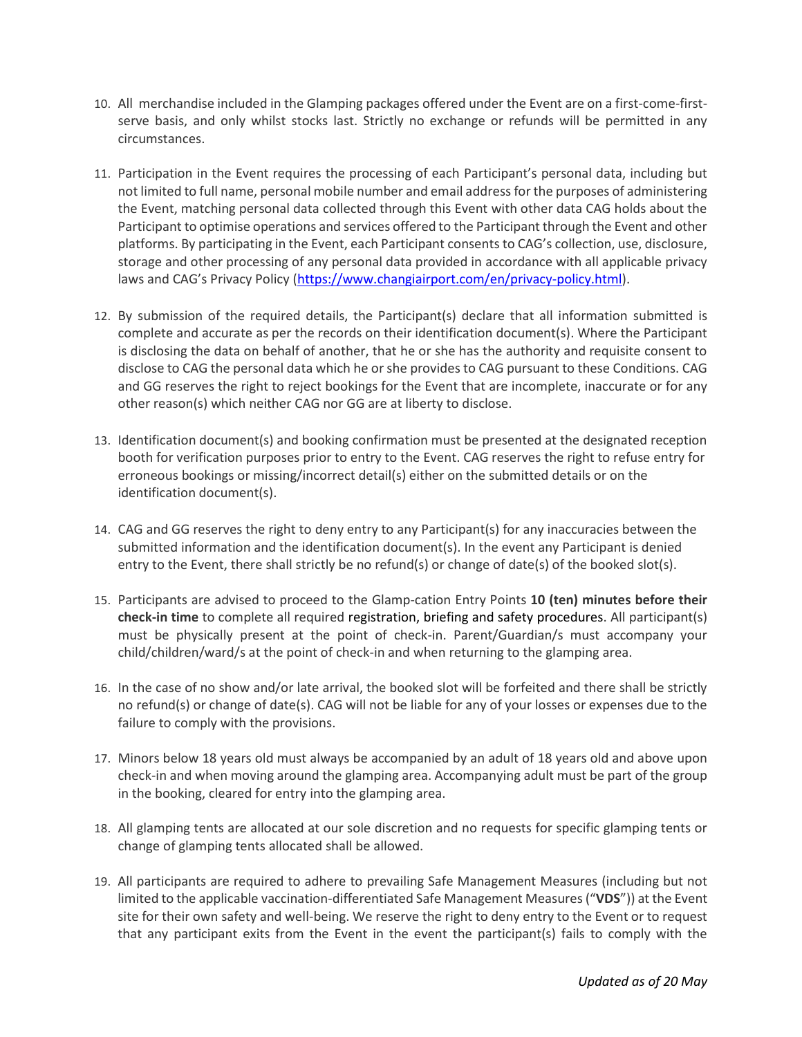10. All merchandise included in the Glamping packages offered under the Event are on a first-come-first-serve basis, and only whilst stocks last. Strictly no exchange or refunds will be permitted in any circumstances.

11. Participation in the Event requires the processing of each Participant's personal data, including but not limited to full name, personal mobile number and email address for the purposes of administering the Event, matching personal data collected through this Event with other data CAG holds about the Participant to optimise operations and services offered to the Participant through the Event and other platforms. By participating in the Event, each Participant consents to CAG's collection, use, disclosure, storage and other processing of any personal data provided in accordance with all applicable privacy laws and CAG's Privacy Policy ([https://www.changiairport.com/en/privacy-policy.html](https://www.changiairport.com/en/privacy-policy.html)).

12. By submission of the required details, the Participant(s) declare that all information submitted is complete and accurate as per the records on their identification document(s). Where the Participant is disclosing the data on behalf of another, that he or she has the authority and requisite consent to disclose to CAG the personal data which he or she provides to CAG pursuant to these Conditions. CAG and GG reserves the right to reject bookings for the Event that are incomplete, inaccurate or for any other reason(s) which neither CAG nor GG are at liberty to disclose.

13. Identification document(s) and booking confirmation must be presented at the designated reception booth for verification purposes prior to entry to the Event. CAG reserves the right to refuse entry for erroneous bookings or missing/incorrect detail(s) either on the submitted details or on the identification document(s).

14. CAG and GG reserves the right to deny entry to any Participant(s) for any inaccuracies between the submitted information and the identification document(s). In the event any Participant is denied entry to the Event, there shall strictly be no refund(s) or change of date(s) of the booked slot(s).

15. Participants are advised to proceed to the Glamp-cation Entry Points **10 (ten) minutes before their check-in time** to complete all required registration, briefing and safety procedures. All participant(s) must be physically present at the point of check-in. Parent/Guardian/s must accompany your child/children/ward/s at the point of check-in and when returning to the glamping area.

16. In the case of no show and/or late arrival, the booked slot will be forfeited and there shall be strictly no refund(s) or change of date(s). CAG will not be liable for any of your losses or expenses due to the failure to comply with the provisions.

17. Minors below 18 years old must always be accompanied by an adult of 18 years old and above upon check-in and when moving around the glamping area. Accompanying adult must be part of the group in the booking, cleared for entry into the glamping area.

18. All glamping tents are allocated at our sole discretion and no requests for specific glamping tents or change of glamping tents allocated shall be allowed.

19. All participants are required to adhere to prevailing Safe Management Measures (including but not limited to the applicable vaccination-differentiated Safe Management Measures ("**VDS**")) at the Event site for their own safety and well-being. We reserve the right to deny entry to the Event or to request that any participant exits from the Event in the event the participant(s) fails to comply with the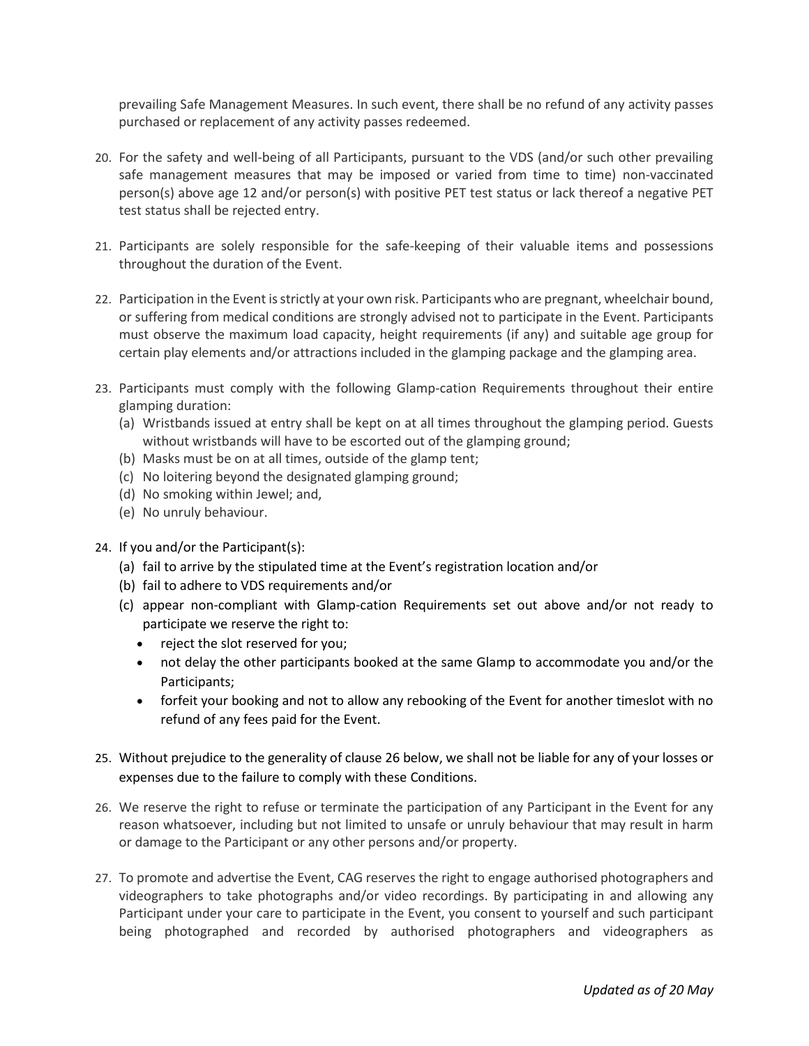prevailing Safe Management Measures. In such event, there shall be no refund of any activity passes purchased or replacement of any activity passes redeemed.

20. For the safety and well-being of all Participants, pursuant to the VDS (and/or such other prevailing safe management measures that may be imposed or varied from time to time) non-vaccinated person(s) above age 12 and/or person(s) with positive PET test status or lack thereof a negative PET test status shall be rejected entry.

21. Participants are solely responsible for the safe-keeping of their valuable items and possessions throughout the duration of the Event.

22. Participation in the Event is strictly at your own risk. Participants who are pregnant, wheelchair bound, or suffering from medical conditions are strongly advised not to participate in the Event. Participants must observe the maximum load capacity, height requirements (if any) and suitable age group for certain play elements and/or attractions included in the glamping package and the glamping area.

23. Participants must comply with the following Glamp-cation Requirements throughout their entire glamping duration:
    (a) Wristbands issued at entry shall be kept on at all times throughout the glamping period. Guests without wristbands will have to be escorted out of the glamping ground;
    (b) Masks must be on at all times, outside of the glamp tent;
    (c) No loitering beyond the designated glamping ground;
    (d) No smoking within Jewel; and,
    (e) No unruly behaviour.

24. If you and/or the Participant(s):
    (a) fail to arrive by the stipulated time at the Event's registration location and/or
    (b) fail to adhere to VDS requirements and/or
    (c) appear non-compliant with Glamp-cation Requirements set out above and/or not ready to participate we reserve the right to:
        - reject the slot reserved for you;
        - not delay the other participants booked at the same Glamp to accommodate you and/or the Participants;
        - forfeit your booking and not to allow any rebooking of the Event for another timeslot with no refund of any fees paid for the Event.

25. Without prejudice to the generality of clause 26 below, we shall not be liable for any of your losses or expenses due to the failure to comply with these Conditions.

26. We reserve the right to refuse or terminate the participation of any Participant in the Event for any reason whatsoever, including but not limited to unsafe or unruly behaviour that may result in harm or damage to the Participant or any other persons and/or property.

27. To promote and advertise the Event, CAG reserves the right to engage authorised photographers and videographers to take photographs and/or video recordings. By participating in and allowing any Participant under your care to participate in the Event, you consent to yourself and such participant being photographed and recorded by authorised photographers and videographers as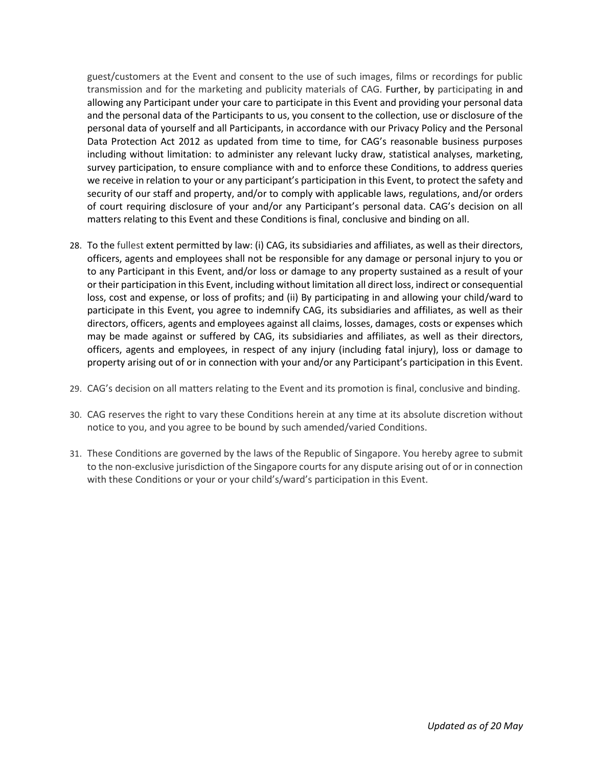guest/customers at the Event and consent to the use of such images, films or recordings for public transmission and for the marketing and publicity materials of CAG. Further, by participating in and allowing any Participant under your care to participate in this Event and providing your personal data and the personal data of the Participants to us, you consent to the collection, use or disclosure of the personal data of yourself and all Participants, in accordance with our Privacy Policy and the Personal Data Protection Act 2012 as updated from time to time, for CAG's reasonable business purposes including without limitation: to administer any relevant lucky draw, statistical analyses, marketing, survey participation, to ensure compliance with and to enforce these Conditions, to address queries we receive in relation to your or any participant's participation in this Event, to protect the safety and security of our staff and property, and/or to comply with applicable laws, regulations, and/or orders of court requiring disclosure of your and/or any Participant's personal data. CAG's decision on all matters relating to this Event and these Conditions is final, conclusive and binding on all.

28. To the fullest extent permitted by law: (i) CAG, its subsidiaries and affiliates, as well as their directors, officers, agents and employees shall not be responsible for any damage or personal injury to you or to any Participant in this Event, and/or loss or damage to any property sustained as a result of your or their participation in this Event, including without limitation all direct loss, indirect or consequential loss, cost and expense, or loss of profits; and (ii) By participating in and allowing your child/ward to participate in this Event, you agree to indemnify CAG, its subsidiaries and affiliates, as well as their directors, officers, agents and employees against all claims, losses, damages, costs or expenses which may be made against or suffered by CAG, its subsidiaries and affiliates, as well as their directors, officers, agents and employees, in respect of any injury (including fatal injury), loss or damage to property arising out of or in connection with your and/or any Participant's participation in this Event.

29. CAG's decision on all matters relating to the Event and its promotion is final, conclusive and binding.

30. CAG reserves the right to vary these Conditions herein at any time at its absolute discretion without notice to you, and you agree to be bound by such amended/varied Conditions.

31. These Conditions are governed by the laws of the Republic of Singapore. You hereby agree to submit to the non-exclusive jurisdiction of the Singapore courts for any dispute arising out of or in connection with these Conditions or your or your child's/ward's participation in this Event.

*Updated as of 20 May*